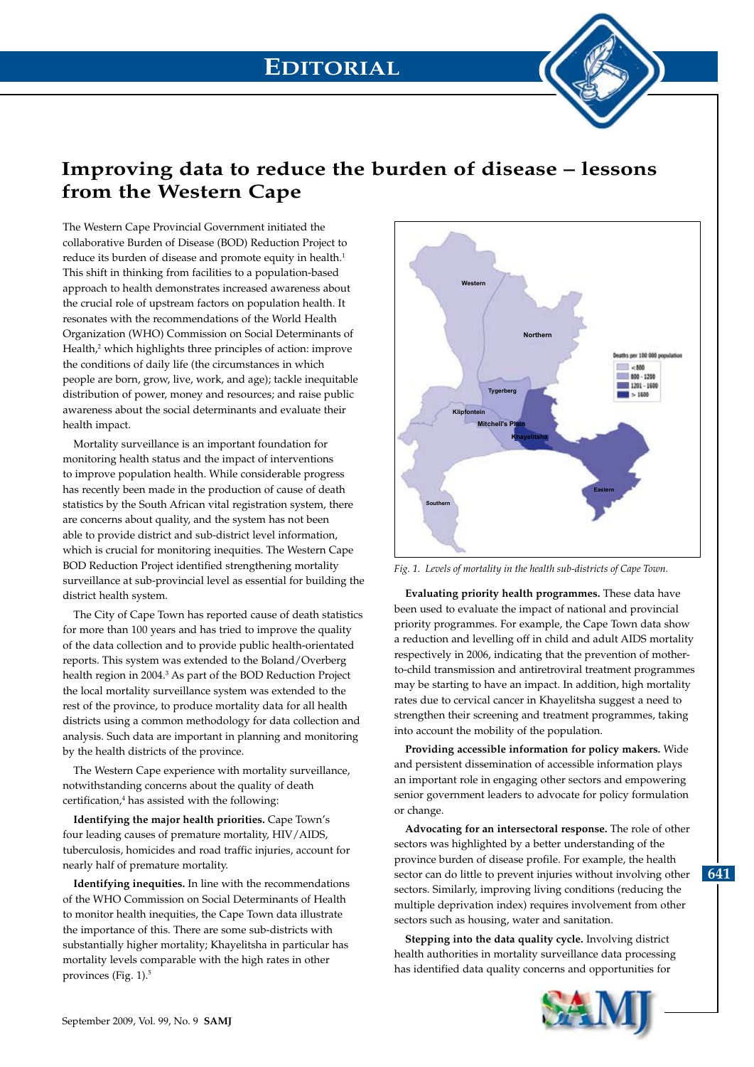# Editorial

## Improving data to reduce the burden of disease – lessons from the Western Cape

The Western Cape Provincial Government initiated the collaborative Burden of Disease (BOD) Reduction Project to reduce its burden of disease and promote equity in health.[1] This shift in thinking from facilities to a population-based approach to health demonstrates increased awareness about the crucial role of upstream factors on population health. It resonates with the recommendations of the World Health Organization (WHO) Commission on Social Determinants of Health,[2] which highlights three principles of action: improve the conditions of daily life (the circumstances in which people are born, grow, live, work, and age); tackle inequitable distribution of power, money and resources; and raise public awareness about the social determinants and evaluate their health impact.

Mortality surveillance is an important foundation for monitoring health status and the impact of interventions to improve population health. While considerable progress has recently been made in the production of cause of death statistics by the South African vital registration system, there are concerns about quality, and the system has not been able to provide district and sub-district level information, which is crucial for monitoring inequities. The Western Cape BOD Reduction Project identified strengthening mortality surveillance at sub-provincial level as essential for building the district health system.

The City of Cape Town has reported cause of death statistics for more than 100 years and has tried to improve the quality of the data collection and to provide public health-orientated reports. This system was extended to the Boland/Overberg health region in 2004.[3] As part of the BOD Reduction Project the local mortality surveillance system was extended to the rest of the province, to produce mortality data for all health districts using a common methodology for data collection and analysis. Such data are important in planning and monitoring by the health districts of the province.

The Western Cape experience with mortality surveillance, notwithstanding concerns about the quality of death certification,[4] has assisted with the following:

**Identifying the major health priorities.** Cape Town's four leading causes of premature mortality, HIV/AIDS, tuberculosis, homicides and road traffic injuries, account for nearly half of premature mortality.

**Identifying inequities.** In line with the recommendations of the WHO Commission on Social Determinants of Health to monitor health inequities, the Cape Town data illustrate the importance of this. There are some sub-districts with substantially higher mortality; Khayelitsha in particular has mortality levels comparable with the high rates in other provinces (Fig. 1).[5]

*Fig. 1. Levels of mortality in the health sub-districts of Cape Town.*

**Evaluating priority health programmes.** These data have been used to evaluate the impact of national and provincial priority programmes. For example, the Cape Town data show a reduction and levelling off in child and adult AIDS mortality respectively in 2006, indicating that the prevention of mother-to-child transmission and antiretroviral treatment programmes may be starting to have an impact. In addition, high mortality rates due to cervical cancer in Khayelitsha suggest a need to strengthen their screening and treatment programmes, taking into account the mobility of the population.

**Providing accessible information for policy makers.** Wide and persistent dissemination of accessible information plays an important role in engaging other sectors and empowering senior government leaders to advocate for policy formulation or change.

**Advocating for an intersectoral response.** The role of other sectors was highlighted by a better understanding of the province burden of disease profile. For example, the health sector can do little to prevent injuries without involving other sectors. Similarly, improving living conditions (reducing the multiple deprivation index) requires involvement from other sectors such as housing, water and sanitation.

**Stepping into the data quality cycle.** Involving district health authorities in mortality surveillance data processing has identified data quality concerns and opportunities for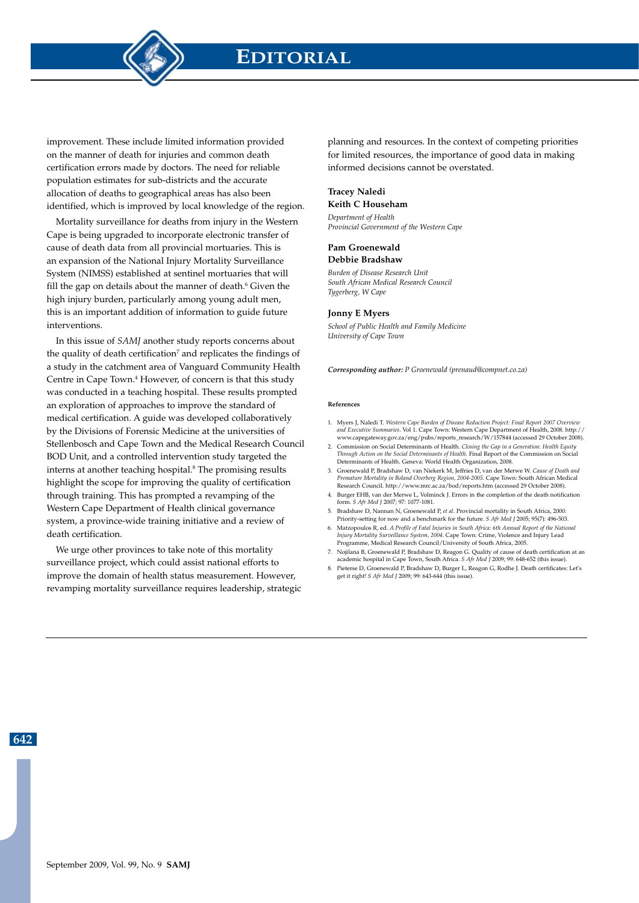improvement. These include limited information provided on the manner of death for injuries and common death certification errors made by doctors. The need for reliable population estimates for sub-districts and the accurate allocation of deaths to geographical areas has also been identified, which is improved by local knowledge of the region.

Mortality surveillance for deaths from injury in the Western Cape is being upgraded to incorporate electronic transfer of cause of death data from all provincial mortuaries. This is an expansion of the National Injury Mortality Surveillance System (NIMSS) established at sentinel mortuaries that will fill the gap on details about the manner of death.[6] Given the high injury burden, particularly among young adult men, this is an important addition of information to guide future interventions.

In this issue of *SAMJ* another study reports concerns about the quality of death certification[7] and replicates the findings of a study in the catchment area of Vanguard Community Health Centre in Cape Town.[4] However, of concern is that this study was conducted in a teaching hospital. These results prompted an exploration of approaches to improve the standard of medical certification. A guide was developed collaboratively by the Divisions of Forensic Medicine at the universities of Stellenbosch and Cape Town and the Medical Research Council BOD Unit, and a controlled intervention study targeted the interns at another teaching hospital.[8] The promising results highlight the scope for improving the quality of certification through training. This has prompted a revamping of the Western Cape Department of Health clinical governance system, a province-wide training initiative and a review of death certification.

We urge other provinces to take note of this mortality surveillance project, which could assist national efforts to improve the domain of health status measurement. However, revamping mortality surveillance requires leadership, strategic planning and resources. In the context of competing priorities for limited resources, the importance of good data in making informed decisions cannot be overstated.

**Tracey Naledi**
**Keith C Househam**
*Department of Health*
*Provincial Government of the Western Cape*

**Pam Groenewald**
**Debbie Bradshaw**
*Burden of Disease Research Unit*
*South African Medical Research Council*
*Tygerberg, W Cape*

**Jonny E Myers**
*School of Public Health and Family Medicine*
*University of Cape Town*

***Corresponding author:*** *P Groenewald (prenaud@compnet.co.za)*

**References**

1. Myers J, Naledi T. *Western Cape Burden of Disease Reduction Project: Final Report 2007 Overview and Executive Summaries.* Vol 1. Cape Town: Western Cape Department of Health, 2008. http://www.capegateway.gov.za/eng/pubs/reports_research/W/157844 (accessed 29 October 2008).
2. Commission on Social Determinants of Health. *Closing the Gap in a Generation: Health Equity Through Action on the Social Determinants of Health.* Final Report of the Commission on Social Determinants of Health. Geneva: World Health Organization, 2008.
3. Groenewald P, Bradshaw D, van Niekerk M, Jeffries D, van der Merwe W. *Cause of Death and Premature Mortality in Boland Overberg Region, 2004-2005.* Cape Town: South African Medical Research Council. http://www.mrc.ac.za/bod/reports.htm (accessed 29 October 2008).
4. Burger EHB, van der Merwe L, Volminck J. Errors in the completion of the death notification form. *S Afr Med J* 2007; 97: 1077-1081.
5. Bradshaw D, Nannan N, Groenewald P, *et al.* Provincial mortality in South Africa, 2000: Priority-setting for now and a benchmark for the future. *S Afr Med J* 2005; 95(7): 496-503.
6. Matzopoulos R, ed. *A Profile of Fatal Injuries in South Africa: 6th Annual Report of the National Injury Mortality Surveillance System, 2004.* Cape Town: Crime, Violence and Injury Lead Programme, Medical Research Council/University of South Africa, 2005.
7. Nojilana B, Groenewald P, Bradshaw D, Reagon G. Quality of cause of death certification at an academic hospital in Cape Town, South Africa. *S Afr Med J* 2009; 99: 648-652 (this issue).
8. Pieterse D, Groenewald P, Bradshaw D, Burger L, Reagon G, Rodhe J. Death certificates: Let's get it right! *S Afr Med J* 2009; 99: 643-644 (this issue).